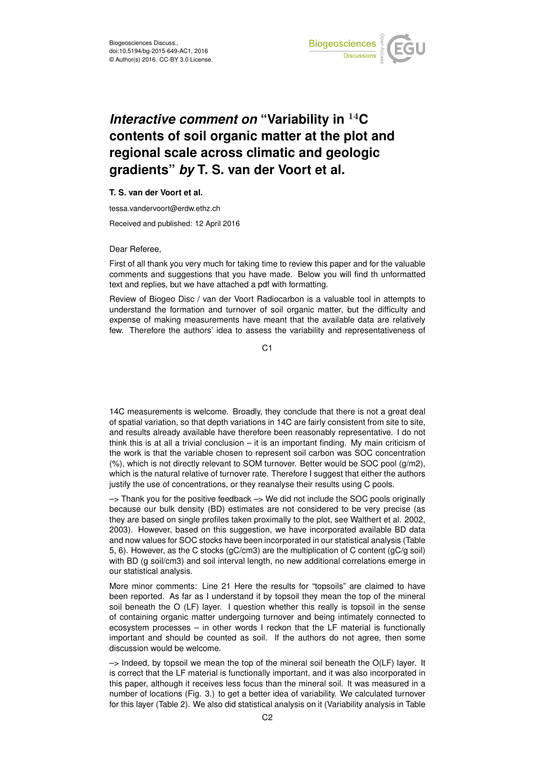# *Interactive comment on* "Variability in $^{14}$C contents of soil organic matter at the plot and regional scale across climatic and geologic gradients" *by* T. S. van der Voort et al.

**T. S. van der Voort et al.**

tessa.vandervoort@erdw.ethz.ch

Received and published: 12 April 2016

Dear Referee,

First of all thank you very much for taking time to review this paper and for the valuable comments and suggestions that you have made. Below you will find th unformatted text and replies, but we have attached a pdf with formatting.

Review of Biogeo Disc / van der Voort Radiocarbon is a valuable tool in attempts to understand the formation and turnover of soil organic matter, but the difficulty and expense of making measurements have meant that the available data are relatively few. Therefore the authors' idea to assess the variability and representativeness of 14C measurements is welcome. Broadly, they conclude that there is not a great deal of spatial variation, so that depth variations in 14C are fairly consistent from site to site, and results already available have therefore been reasonably representative. I do not think this is at all a trivial conclusion – it is an important finding. My main criticism of the work is that the variable chosen to represent soil carbon was SOC concentration (%), which is not directly relevant to SOM turnover. Better would be SOC pool (g/m2), which is the natural relative of turnover rate. Therefore I suggest that either the authors justify the use of concentrations, or they reanalyse their results using C pools.

–> Thank you for the positive feedback –> We did not include the SOC pools originally because our bulk density (BD) estimates are not considered to be very precise (as they are based on single profiles taken proximally to the plot, see Walthert et al. 2002, 2003). However, based on this suggestion, we have incorporated available BD data and now values for SOC stocks have been incorporated in our statistical analysis (Table 5, 6). However, as the C stocks (gC/cm3) are the multiplication of C content (gC/g soil) with BD (g soil/cm3) and soil interval length, no new additional correlations emerge in our statistical analysis.

More minor comments: Line 21 Here the results for "topsoils" are claimed to have been reported. As far as I understand it by topsoil they mean the top of the mineral soil beneath the O (LF) layer. I question whether this really is topsoil in the sense of containing organic matter undergoing turnover and being intimately connected to ecosystem processes – in other words I reckon that the LF material is functionally important and should be counted as soil. If the authors do not agree, then some discussion would be welcome.

–> Indeed, by topsoil we mean the top of the mineral soil beneath the O(LF) layer. It is correct that the LF material is functionally important, and it was also incorporated in this paper, although it receives less focus than the mineral soil. It was measured in a number of locations (Fig. 3.) to get a better idea of variability. We calculated turnover for this layer (Table 2). We also did statistical analysis on it (Variability analysis in Table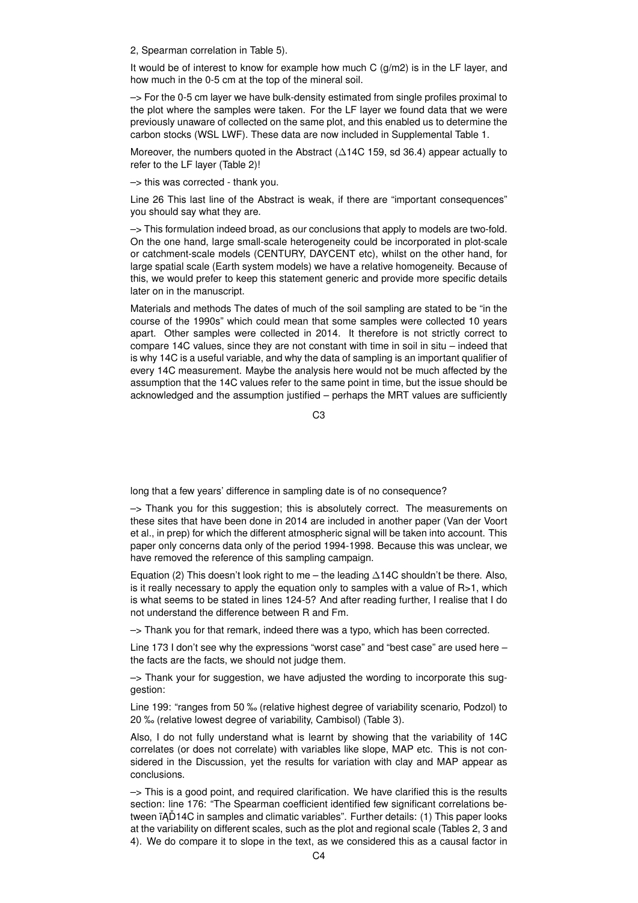2, Spearman correlation in Table 5).

It would be of interest to know for example how much C (g/m2) is in the LF layer, and how much in the 0-5 cm at the top of the mineral soil.

–> For the 0-5 cm layer we have bulk-density estimated from single profiles proximal to the plot where the samples were taken. For the LF layer we found data that we were previously unaware of collected on the same plot, and this enabled us to determine the carbon stocks (WSL LWF). These data are now included in Supplemental Table 1.

Moreover, the numbers quoted in the Abstract ($\Delta$14C 159, sd 36.4) appear actually to refer to the LF layer (Table 2)!

–> this was corrected - thank you.

Line 26 This last line of the Abstract is weak, if there are "important consequences" you should say what they are.

–> This formulation indeed broad, as our conclusions that apply to models are two-fold. On the one hand, large small-scale heterogeneity could be incorporated in plot-scale or catchment-scale models (CENTURY, DAYCENT etc), whilst on the other hand, for large spatial scale (Earth system models) we have a relative homogeneity. Because of this, we would prefer to keep this statement generic and provide more specific details later on in the manuscript.

Materials and methods The dates of much of the soil sampling are stated to be "in the course of the 1990s" which could mean that some samples were collected 10 years apart. Other samples were collected in 2014. It therefore is not strictly correct to compare 14C values, since they are not constant with time in soil in situ – indeed that is why 14C is a useful variable, and why the data of sampling is an important qualifier of every 14C measurement. Maybe the analysis here would not be much affected by the assumption that the 14C values refer to the same point in time, but the issue should be acknowledged and the assumption justified – perhaps the MRT values are sufficiently long that a few years' difference in sampling date is of no consequence?

–> Thank you for this suggestion; this is absolutely correct. The measurements on these sites that have been done in 2014 are included in another paper (Van der Voort et al., in prep) for which the different atmospheric signal will be taken into account. This paper only concerns data only of the period 1994-1998. Because this was unclear, we have removed the reference of this sampling campaign.

Equation (2) This doesn't look right to me – the leading $\Delta$14C shouldn't be there. Also, is it really necessary to apply the equation only to samples with a value of R>1, which is what seems to be stated in lines 124-5? And after reading further, I realise that I do not understand the difference between R and Fm.

–> Thank you for that remark, indeed there was a typo, which has been corrected.

Line 173 I don't see why the expressions "worst case" and "best case" are used here – the facts are the facts, we should not judge them.

–> Thank your for suggestion, we have adjusted the wording to incorporate this suggestion:

Line 199: "ranges from 50 ‰ (relative highest degree of variability scenario, Podzol) to 20 ‰ (relative lowest degree of variability, Cambisol) (Table 3).

Also, I do not fully understand what is learnt by showing that the variability of 14C correlates (or does not correlate) with variables like slope, MAP etc. This is not considered in the Discussion, yet the results for variation with clay and MAP appear as conclusions.

–> This is a good point, and required clarification. We have clarified this is the results section: line 176: "The Spearman coefficient identified few significant correlations between ïĄĎ14C in samples and climatic variables". Further details: (1) This paper looks at the variability on different scales, such as the plot and regional scale (Tables 2, 3 and 4). We do compare it to slope in the text, as we considered this as a causal factor in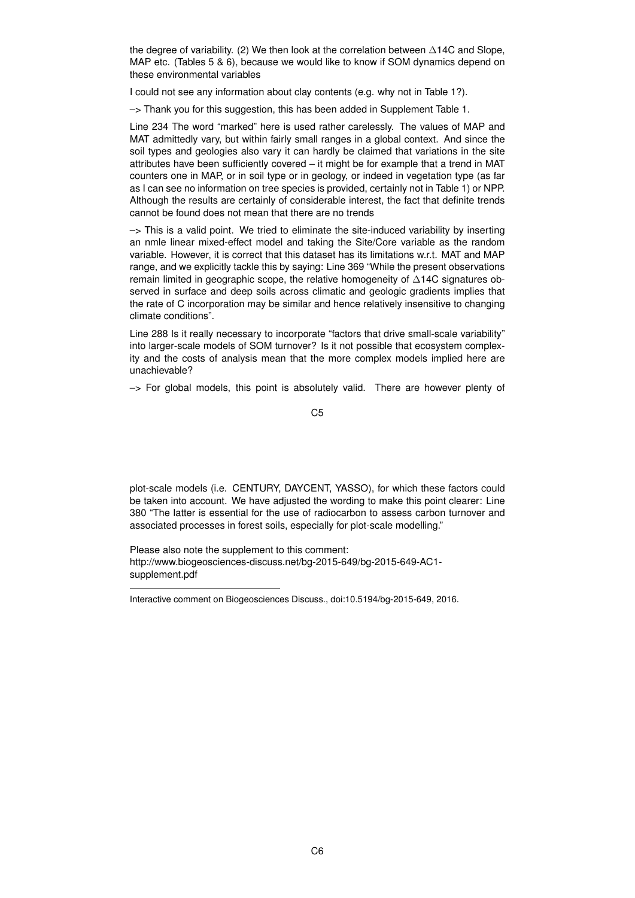the degree of variability. (2) We then look at the correlation between $\Delta$14C and Slope, MAP etc. (Tables 5 & 6), because we would like to know if SOM dynamics depend on these environmental variables

I could not see any information about clay contents (e.g. why not in Table 1?).

–> Thank you for this suggestion, this has been added in Supplement Table 1.

Line 234 The word "marked" here is used rather carelessly. The values of MAP and MAT admittedly vary, but within fairly small ranges in a global context. And since the soil types and geologies also vary it can hardly be claimed that variations in the site attributes have been sufficiently covered – it might be for example that a trend in MAT counters one in MAP, or in soil type or in geology, or indeed in vegetation type (as far as I can see no information on tree species is provided, certainly not in Table 1) or NPP. Although the results are certainly of considerable interest, the fact that definite trends cannot be found does not mean that there are no trends

–> This is a valid point. We tried to eliminate the site-induced variability by inserting an nmle linear mixed-effect model and taking the Site/Core variable as the random variable. However, it is correct that this dataset has its limitations w.r.t. MAT and MAP range, and we explicitly tackle this by saying: Line 369 "While the present observations remain limited in geographic scope, the relative homogeneity of $\Delta$14C signatures observed in surface and deep soils across climatic and geologic gradients implies that the rate of C incorporation may be similar and hence relatively insensitive to changing climate conditions".

Line 288 Is it really necessary to incorporate "factors that drive small-scale variability" into larger-scale models of SOM turnover? Is it not possible that ecosystem complexity and the costs of analysis mean that the more complex models implied here are unachievable?

–> For global models, this point is absolutely valid. There are however plenty of plot-scale models (i.e. CENTURY, DAYCENT, YASSO), for which these factors could be taken into account. We have adjusted the wording to make this point clearer: Line 380 "The latter is essential for the use of radiocarbon to assess carbon turnover and associated processes in forest soils, especially for plot-scale modelling."

Please also note the supplement to this comment:
http://www.biogeosciences-discuss.net/bg-2015-649/bg-2015-649-AC1-supplement.pdf

---

Interactive comment on Biogeosciences Discuss., doi:10.5194/bg-2015-649, 2016.